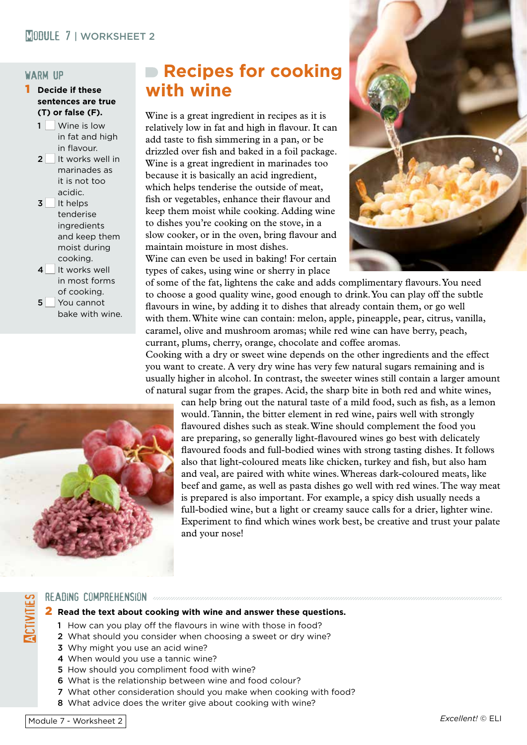## WARM UP

**1 Decide if these sentences are true (T) or false (F).**

1 ☐ Wine is low in fat and high in flavour.
2 ☐ It works well in marinades as it is not too acidic.
3 ☐ It helps tenderise ingredients and keep them moist during cooking.
4 ☐ It works well in most forms of cooking.
5 ☐ You cannot bake with wine.

# Recipes for cooking with wine

Wine is a great ingredient in recipes as it is relatively low in fat and high in flavour. It can add taste to fish simmering in a pan, or be drizzled over fish and baked in a foil package. Wine is a great ingredient in marinades too because it is basically an acid ingredient, which helps tenderise the outside of meat, fish or vegetables, enhance their flavour and keep them moist while cooking. Adding wine to dishes you're cooking on the stove, in a slow cooker, or in the oven, bring flavour and maintain moisture in most dishes.

Wine can even be used in baking! For certain types of cakes, using wine or sherry in place of some of the fat, lightens the cake and adds complimentary flavours. You need to choose a good quality wine, good enough to drink. You can play off the subtle flavours in wine, by adding it to dishes that already contain them, or go well with them. White wine can contain: melon, apple, pineapple, pear, citrus, vanilla, caramel, olive and mushroom aromas; while red wine can have berry, peach, currant, plums, cherry, orange, chocolate and coffee aromas.

Cooking with a dry or sweet wine depends on the other ingredients and the effect you want to create. A very dry wine has very few natural sugars remaining and is usually higher in alcohol. In contrast, the sweeter wines still contain a larger amount of natural sugar from the grapes. Acid, the sharp bite in both red and white wines, can help bring out the natural taste of a mild food, such as fish, as a lemon would. Tannin, the bitter element in red wine, pairs well with strongly flavoured dishes such as steak. Wine should complement the food you are preparing, so generally light-flavoured wines go best with delicately flavoured foods and full-bodied wines with strong tasting dishes. It follows also that light-coloured meats like chicken, turkey and fish, but also ham and veal, are paired with white wines. Whereas dark-coloured meats, like beef and game, as well as pasta dishes go well with red wines. The way meat is prepared is also important. For example, a spicy dish usually needs a full-bodied wine, but a light or creamy sauce calls for a drier, lighter wine. Experiment to find which wines work best, be creative and trust your palate and your nose!

## ACTIVITIES

### READING COMPREHENSION

**2 Read the text about cooking with wine and answer these questions.**

1 How can you play off the flavours in wine with those in food?
2 What should you consider when choosing a sweet or dry wine?
3 Why might you use an acid wine?
4 When would you use a tannic wine?
5 How should you compliment food with wine?
6 What is the relationship between wine and food colour?
7 What other consideration should you make when cooking with food?
8 What advice does the writer give about cooking with wine?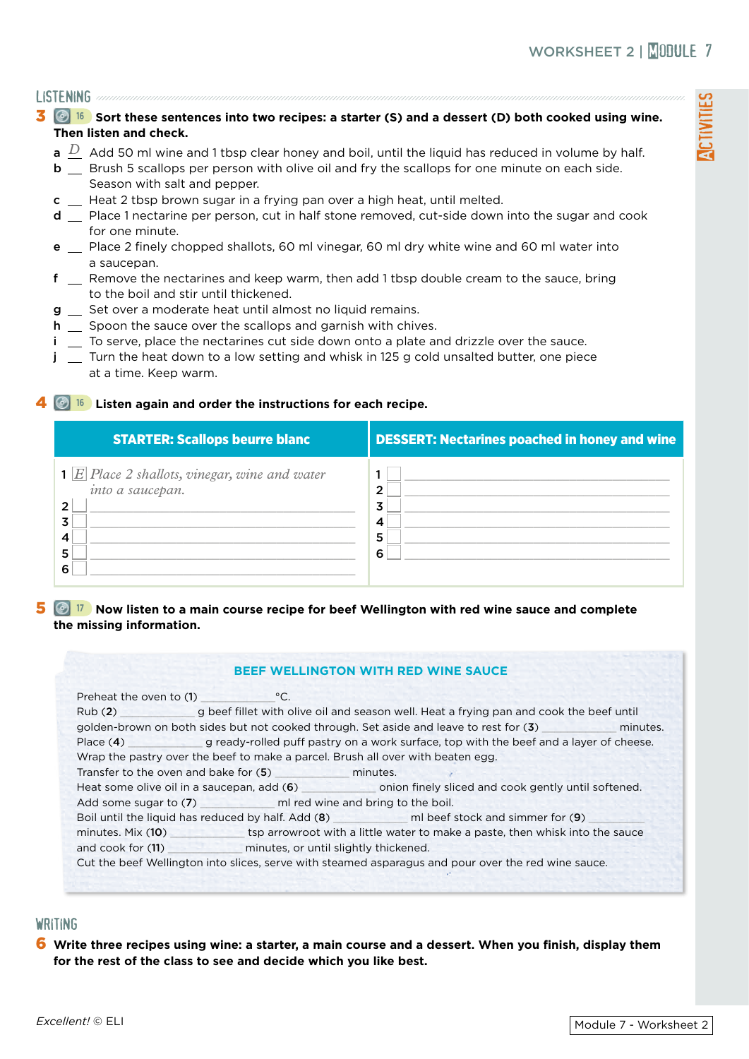## LISTENING

**3** 16 **Sort these sentences into two recipes: a starter (S) and a dessert (D) both cooked using wine. Then listen and check.**

a *D* Add 50 ml wine and 1 tbsp clear honey and boil, until the liquid has reduced in volume by half.
b __ Brush 5 scallops per person with olive oil and fry the scallops for one minute on each side. Season with salt and pepper.
c __ Heat 2 tbsp brown sugar in a frying pan over a high heat, until melted.
d __ Place 1 nectarine per person, cut in half stone removed, cut-side down into the sugar and cook for one minute.
e __ Place 2 finely chopped shallots, 60 ml vinegar, 60 ml dry white wine and 60 ml water into a saucepan.
f __ Remove the nectarines and keep warm, then add 1 tbsp double cream to the sauce, bring to the boil and stir until thickened.
g __ Set over a moderate heat until almost no liquid remains.
h __ Spoon the sauce over the scallops and garnish with chives.
i __ To serve, place the nectarines cut side down onto a plate and drizzle over the sauce.
j __ Turn the heat down to a low setting and whisk in 125 g cold unsalted butter, one piece at a time. Keep warm.

**4** 16 **Listen again and order the instructions for each recipe.**

| STARTER: Scallops beurre blanc | DESSERT: Nectarines poached in honey and wine |
|---|---|
| 1 *E* *Place 2 shallots, vinegar, wine and water into a saucepan.* | 1 ___ |
| 2 ___ | 2 ___ |
| 3 ___ | 3 ___ |
| 4 ___ | 4 ___ |
| 5 ___ | 5 ___ |
| 6 ___ | 6 ___ |

**5** 17 **Now listen to a main course recipe for beef Wellington with red wine sauce and complete the missing information.**

### BEEF WELLINGTON WITH RED WINE SAUCE

Preheat the oven to (1) __________ °C.
Rub (2) __________ g beef fillet with olive oil and season well. Heat a frying pan and cook the beef until golden-brown on both sides but not cooked through. Set aside and leave to rest for (3) __________ minutes.
Place (4) __________ g ready-rolled puff pastry on a work surface, top with the beef and a layer of cheese. Wrap the pastry over the beef to make a parcel. Brush all over with beaten egg.
Transfer to the oven and bake for (5) __________ minutes.
Heat some olive oil in a saucepan, add (6) __________ onion finely sliced and cook gently until softened.
Add some sugar to (7) __________ ml red wine and bring to the boil.
Boil until the liquid has reduced by half. Add (8) __________ ml beef stock and simmer for (9) __________ minutes. Mix (10) __________ tsp arrowroot with a little water to make a paste, then whisk into the sauce and cook for (11) __________ minutes, or until slightly thickened.
Cut the beef Wellington into slices, serve with steamed asparagus and pour over the red wine sauce.

## WRITING

**6 Write three recipes using wine: a starter, a main course and a dessert. When you finish, display them for the rest of the class to see and decide which you like best.**